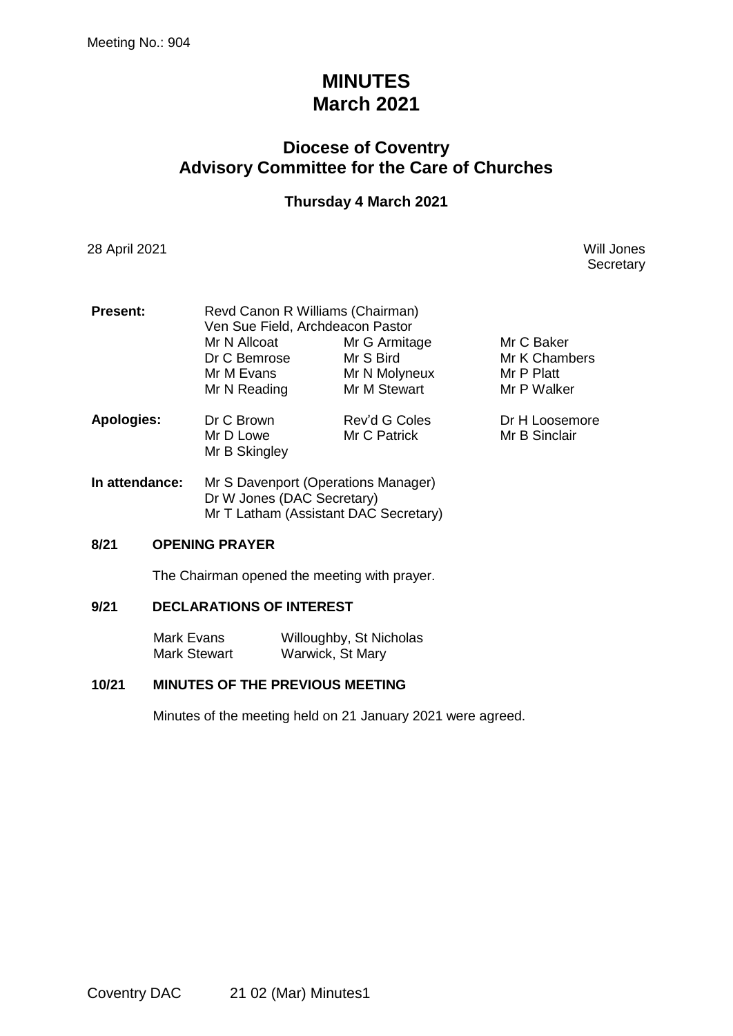Meeting No.: 904

# MINUTES
# March 2021

## Diocese of Coventry
## Advisory Committee for the Care of Churches

### Thursday 4 March 2021

28 April 2021

Will Jones
Secretary

**Present:**

Revd Canon R Williams (Chairman)
Ven Sue Field, Archdeacon Pastor

| | | |
|---|---|---|
| Mr N Allcoat | Mr G Armitage | Mr C Baker |
| Dr C Bemrose | Mr S Bird | Mr K Chambers |
| Mr M Evans | Mr N Molyneux | Mr P Platt |
| Mr N Reading | Mr M Stewart | Mr P Walker |

**Apologies:**

| | | |
|---|---|---|
| Dr C Brown | Rev'd G Coles | Dr H Loosemore |
| Mr D Lowe | Mr C Patrick | Mr B Sinclair |
| Mr B Skingley | | |

**In attendance:**

Mr S Davenport (Operations Manager)
Dr W Jones (DAC Secretary)
Mr T Latham (Assistant DAC Secretary)

**8/21 OPENING PRAYER**

The Chairman opened the meeting with prayer.

**9/21 DECLARATIONS OF INTEREST**

| | |
|---|---|
| Mark Evans | Willoughby, St Nicholas |
| Mark Stewart | Warwick, St Mary |

**10/21 MINUTES OF THE PREVIOUS MEETING**

Minutes of the meeting held on 21 January 2021 were agreed.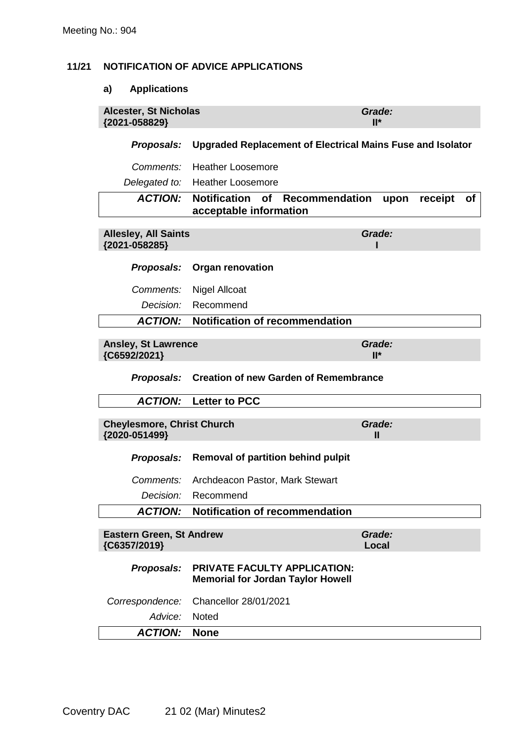## 11/21 NOTIFICATION OF ADVICE APPLICATIONS

### a) Applications

| **Alcester, St Nicholas {2021-058829}** | ***Grade:* II*** |
|---|---|
| ***Proposals:*** | **Upgraded Replacement of Electrical Mains Fuse and Isolator** |
| *Comments:* | Heather Loosemore |
| *Delegated to:* | Heather Loosemore |
| ***ACTION:*** | **Notification of Recommendation upon receipt of acceptable information** |

| **Allesley, All Saints {2021-058285}** | ***Grade:* I** |
|---|---|
| ***Proposals:*** | **Organ renovation** |
| *Comments:* | Nigel Allcoat |
| *Decision:* | Recommend |
| ***ACTION:*** | **Notification of recommendation** |

| **Ansley, St Lawrence {C6592/2021}** | ***Grade:* II*** |
|---|---|
| ***Proposals:*** | **Creation of new Garden of Remembrance** |
| ***ACTION:*** | **Letter to PCC** |

| **Cheylesmore, Christ Church {2020-051499}** | ***Grade:* II** |
|---|---|
| ***Proposals:*** | **Removal of partition behind pulpit** |
| *Comments:* | Archdeacon Pastor, Mark Stewart |
| *Decision:* | Recommend |
| ***ACTION:*** | **Notification of recommendation** |

| **Eastern Green, St Andrew {C6357/2019}** | ***Grade:* Local** |
|---|---|
| ***Proposals:*** | **PRIVATE FACULTY APPLICATION: Memorial for Jordan Taylor Howell** |
| *Correspondence:* | Chancellor 28/01/2021 |
| *Advice:* | Noted |
| ***ACTION:*** | **None** |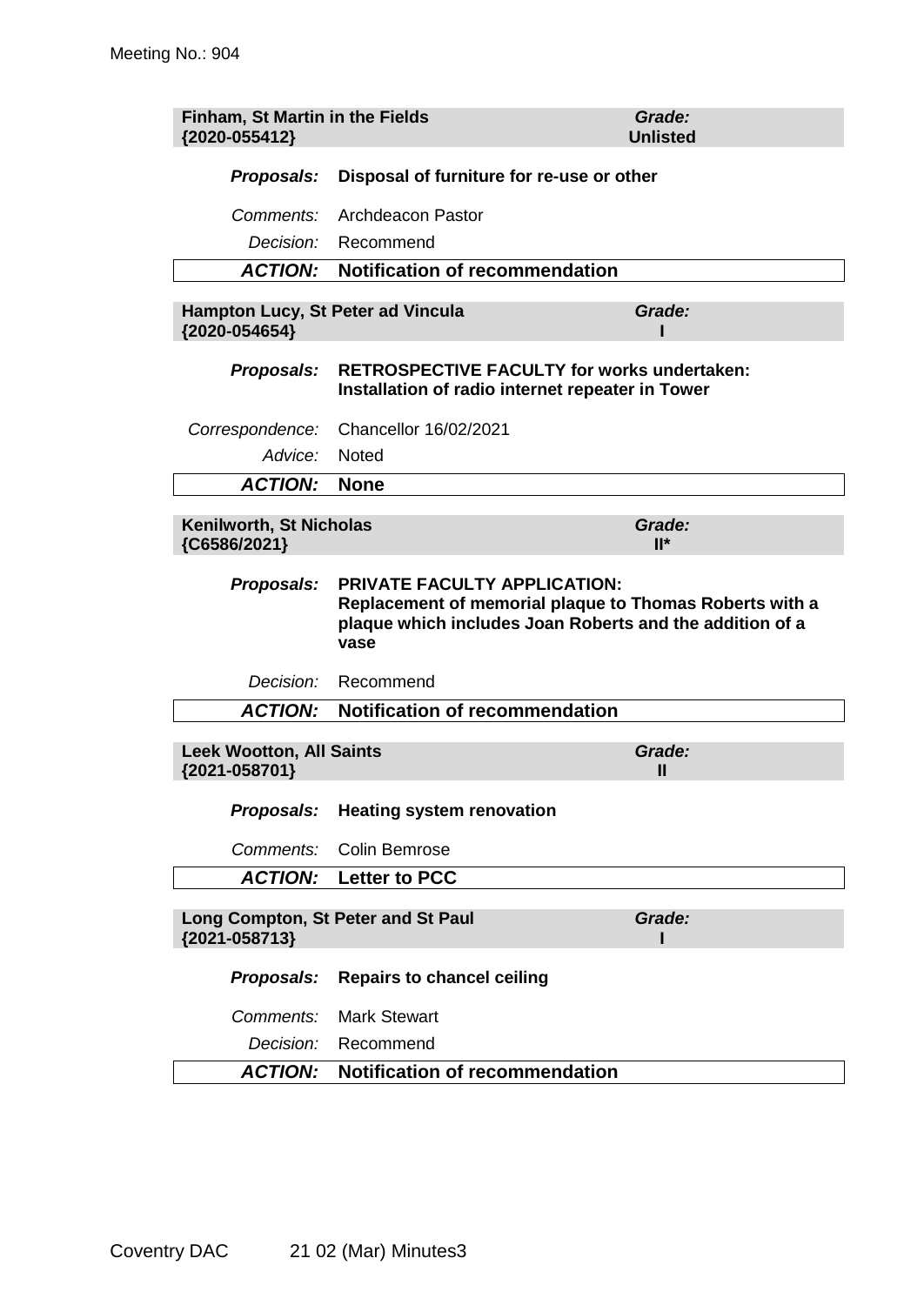**Finham, St Martin in the Fields** — *Grade:* **Unlisted**
**{2020-055412}**

***Proposals:*** **Disposal of furniture for re-use or other**

*Comments:* Archdeacon Pastor

*Decision:* Recommend

***ACTION:*** **Notification of recommendation**

---

**Hampton Lucy, St Peter ad Vincula** — *Grade:* **I**
**{2020-054654}**

***Proposals:*** **RETROSPECTIVE FACULTY for works undertaken: Installation of radio internet repeater in Tower**

*Correspondence:* Chancellor 16/02/2021

*Advice:* Noted

***ACTION:*** **None**

---

**Kenilworth, St Nicholas** — *Grade:* **II***
**{C6586/2021}**

***Proposals:*** **PRIVATE FACULTY APPLICATION: Replacement of memorial plaque to Thomas Roberts with a plaque which includes Joan Roberts and the addition of a vase**

*Decision:* Recommend

***ACTION:*** **Notification of recommendation**

---

**Leek Wootton, All Saints** — *Grade:* **II**
**{2021-058701}**

***Proposals:*** **Heating system renovation**

*Comments:* Colin Bemrose

***ACTION:*** **Letter to PCC**

---

**Long Compton, St Peter and St Paul** — *Grade:* **I**
**{2021-058713}**

***Proposals:*** **Repairs to chancel ceiling**

*Comments:* Mark Stewart

*Decision:* Recommend

***ACTION:*** **Notification of recommendation**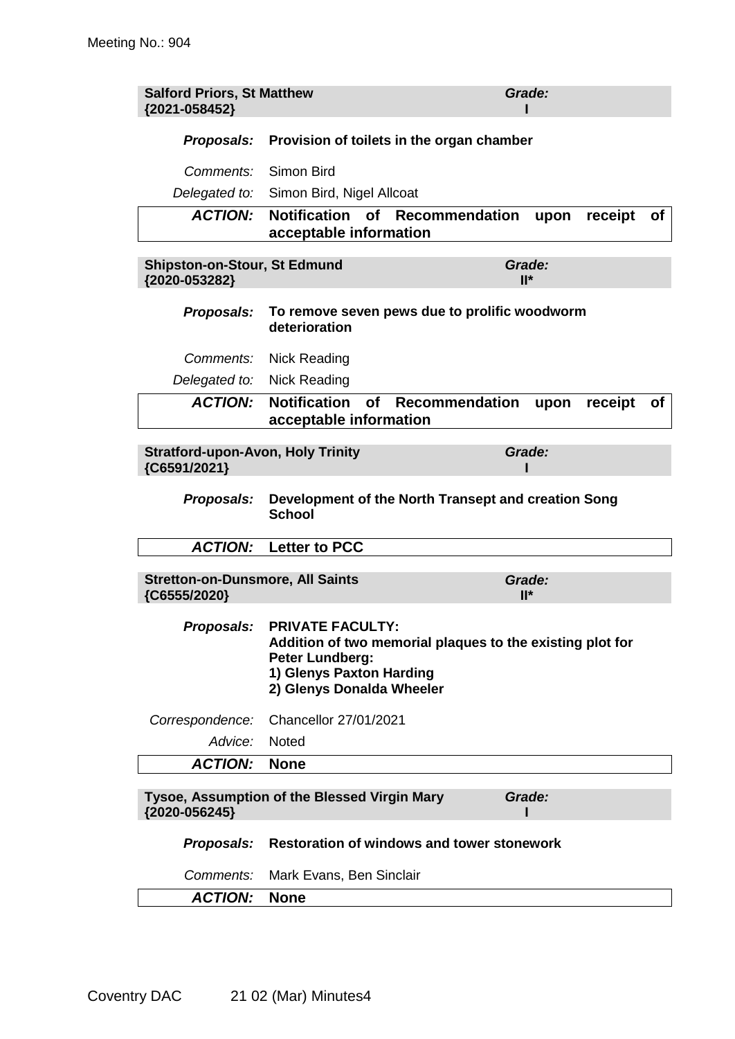Meeting No.: 904

| **Salford Priors, St Matthew {2021-058452}** | ***Grade:* I** |
|---|---|

*Proposals:* **Provision of toilets in the organ chamber**

*Comments:* Simon Bird

*Delegated to:* Simon Bird, Nigel Allcoat

***ACTION:*** **Notification of Recommendation upon receipt of acceptable information**

| **Shipston-on-Stour, St Edmund {2020-053282}** | ***Grade:* II*** |
|---|---|

*Proposals:* **To remove seven pews due to prolific woodworm deterioration**

*Comments:* Nick Reading

*Delegated to:* Nick Reading

***ACTION:*** **Notification of Recommendation upon receipt of acceptable information**

| **Stratford-upon-Avon, Holy Trinity {C6591/2021}** | ***Grade:* I** |
|---|---|

*Proposals:* **Development of the North Transept and creation Song School**

***ACTION:*** **Letter to PCC**

| **Stretton-on-Dunsmore, All Saints {C6555/2020}** | ***Grade:* II*** |
|---|---|

*Proposals:* **PRIVATE FACULTY:**
**Addition of two memorial plaques to the existing plot for Peter Lundberg:**
**1) Glenys Paxton Harding**
**2) Glenys Donalda Wheeler**

*Correspondence:* Chancellor 27/01/2021

*Advice:* Noted

***ACTION:*** **None**

| **Tysoe, Assumption of the Blessed Virgin Mary {2020-056245}** | ***Grade:* I** |
|---|---|

*Proposals:* **Restoration of windows and tower stonework**

*Comments:* Mark Evans, Ben Sinclair

***ACTION:*** **None**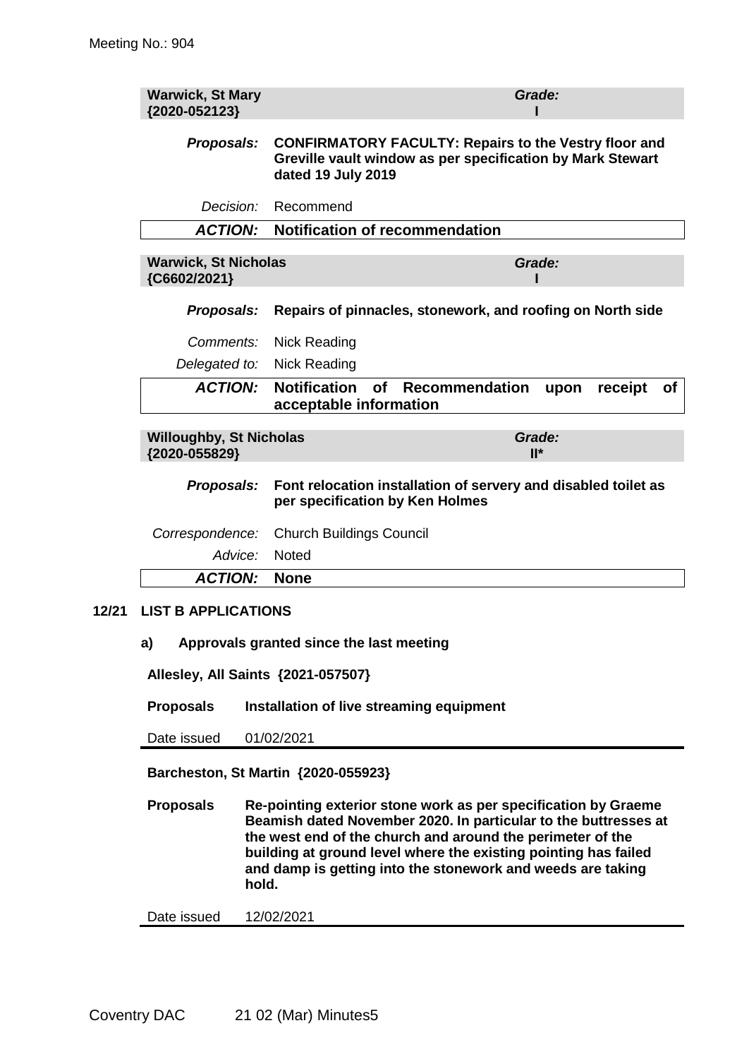**Warwick, St Mary** **{2020-052123}** — *Grade:* **I**

***Proposals:*** **CONFIRMATORY FACULTY: Repairs to the Vestry floor and Greville vault window as per specification by Mark Stewart dated 19 July 2019**

*Decision:* Recommend

***ACTION:*** **Notification of recommendation**

**Warwick, St Nicholas** **{C6602/2021}** — *Grade:* **I**

***Proposals:*** **Repairs of pinnacles, stonework, and roofing on North side**

*Comments:* Nick Reading

*Delegated to:* Nick Reading

***ACTION:*** **Notification of Recommendation upon receipt of acceptable information**

**Willoughby, St Nicholas** **{2020-055829}** — *Grade:* **II***

***Proposals:*** **Font relocation installation of servery and disabled toilet as per specification by Ken Holmes**

*Correspondence:* Church Buildings Council

*Advice:* Noted

***ACTION:*** **None**

## 12/21 LIST B APPLICATIONS

### a) Approvals granted since the last meeting

**Allesley, All Saints {2021-057507}**

**Proposals** **Installation of live streaming equipment**

Date issued 01/02/2021

**Barcheston, St Martin {2020-055923}**

**Proposals** **Re-pointing exterior stone work as per specification by Graeme Beamish dated November 2020. In particular to the buttresses at the west end of the church and around the perimeter of the building at ground level where the existing pointing has failed and damp is getting into the stonework and weeds are taking hold.**

Date issued 12/02/2021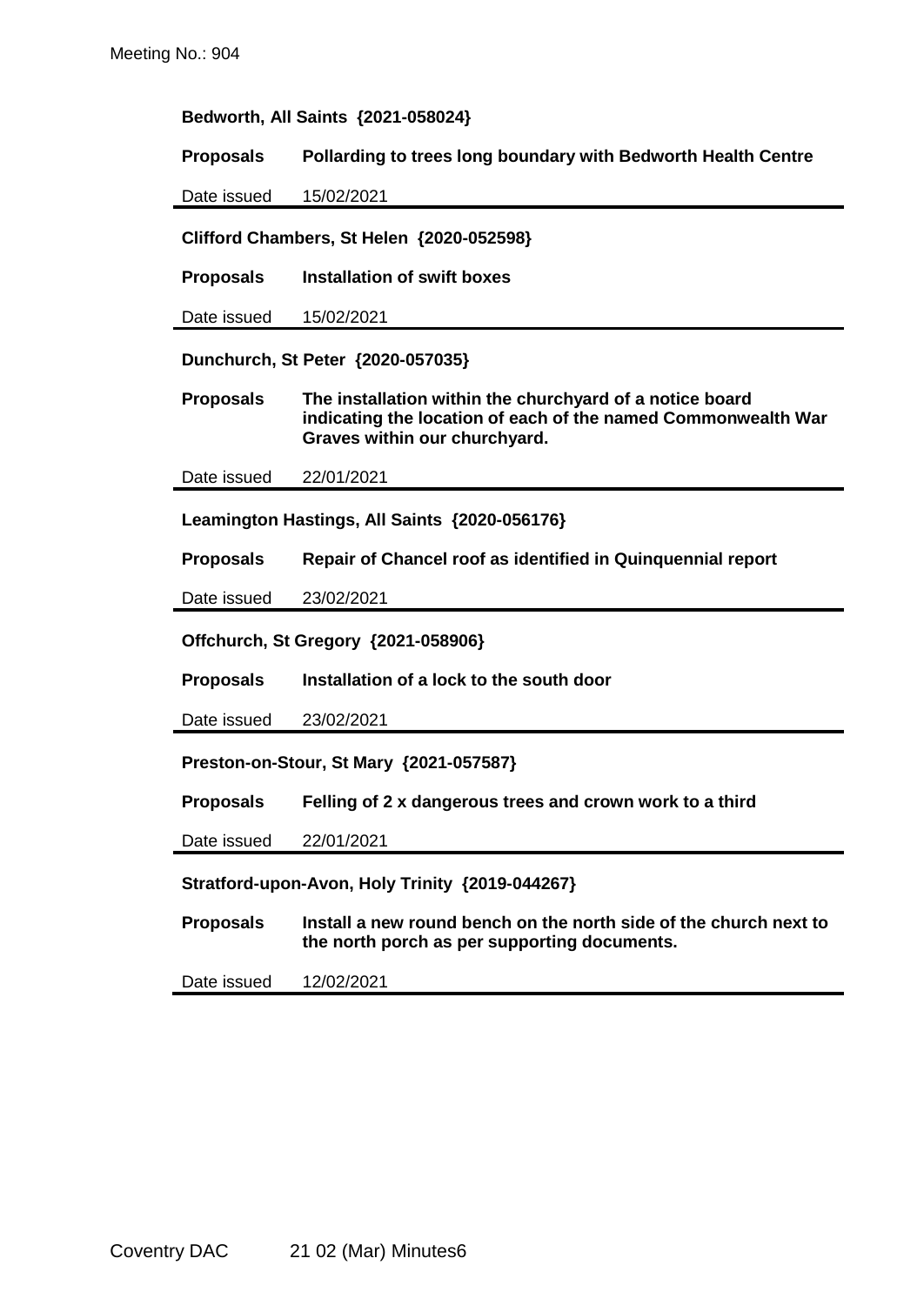**Bedworth, All Saints {2021-058024}**

**Proposals** **Pollarding to trees long boundary with Bedworth Health Centre**

Date issued 15/02/2021

---

**Clifford Chambers, St Helen {2020-052598}**

**Proposals** **Installation of swift boxes**

Date issued 15/02/2021

---

**Dunchurch, St Peter {2020-057035}**

**Proposals** **The installation within the churchyard of a notice board indicating the location of each of the named Commonwealth War Graves within our churchyard.**

Date issued 22/01/2021

---

**Leamington Hastings, All Saints {2020-056176}**

**Proposals** **Repair of Chancel roof as identified in Quinquennial report**

Date issued 23/02/2021

---

**Offchurch, St Gregory {2021-058906}**

**Proposals** **Installation of a lock to the south door**

Date issued 23/02/2021

---

**Preston-on-Stour, St Mary {2021-057587}**

**Proposals** **Felling of 2 x dangerous trees and crown work to a third**

Date issued 22/01/2021

---

**Stratford-upon-Avon, Holy Trinity {2019-044267}**

**Proposals** **Install a new round bench on the north side of the church next to the north porch as per supporting documents.**

Date issued 12/02/2021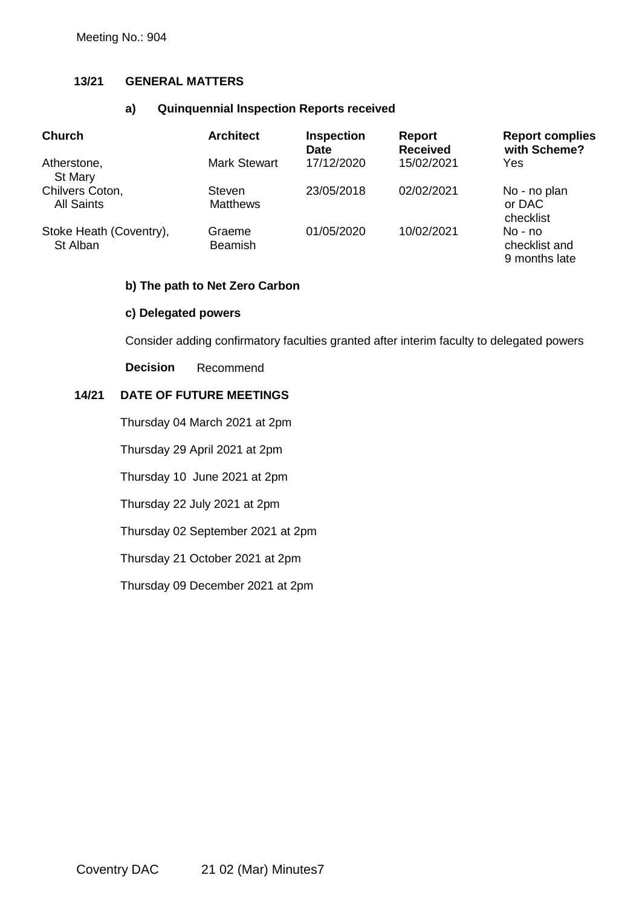Meeting No.: 904

## 13/21 GENERAL MATTERS

### a) Quinquennial Inspection Reports received

| Church | Architect | Inspection Date | Report Received | Report complies with Scheme? |
|---|---|---|---|---|
| Atherstone, St Mary | Mark Stewart | 17/12/2020 | 15/02/2021 | Yes |
| Chilvers Coton, All Saints | Steven Matthews | 23/05/2018 | 02/02/2021 | No - no plan or DAC checklist |
| Stoke Heath (Coventry), St Alban | Graeme Beamish | 01/05/2020 | 10/02/2021 | No - no checklist and 9 months late |

### b) The path to Net Zero Carbon

### c) Delegated powers

Consider adding confirmatory faculties granted after interim faculty to delegated powers

**Decision** Recommend

## 14/21 DATE OF FUTURE MEETINGS

Thursday 04 March 2021 at 2pm

Thursday 29 April 2021 at 2pm

Thursday 10 June 2021 at 2pm

Thursday 22 July 2021 at 2pm

Thursday 02 September 2021 at 2pm

Thursday 21 October 2021 at 2pm

Thursday 09 December 2021 at 2pm